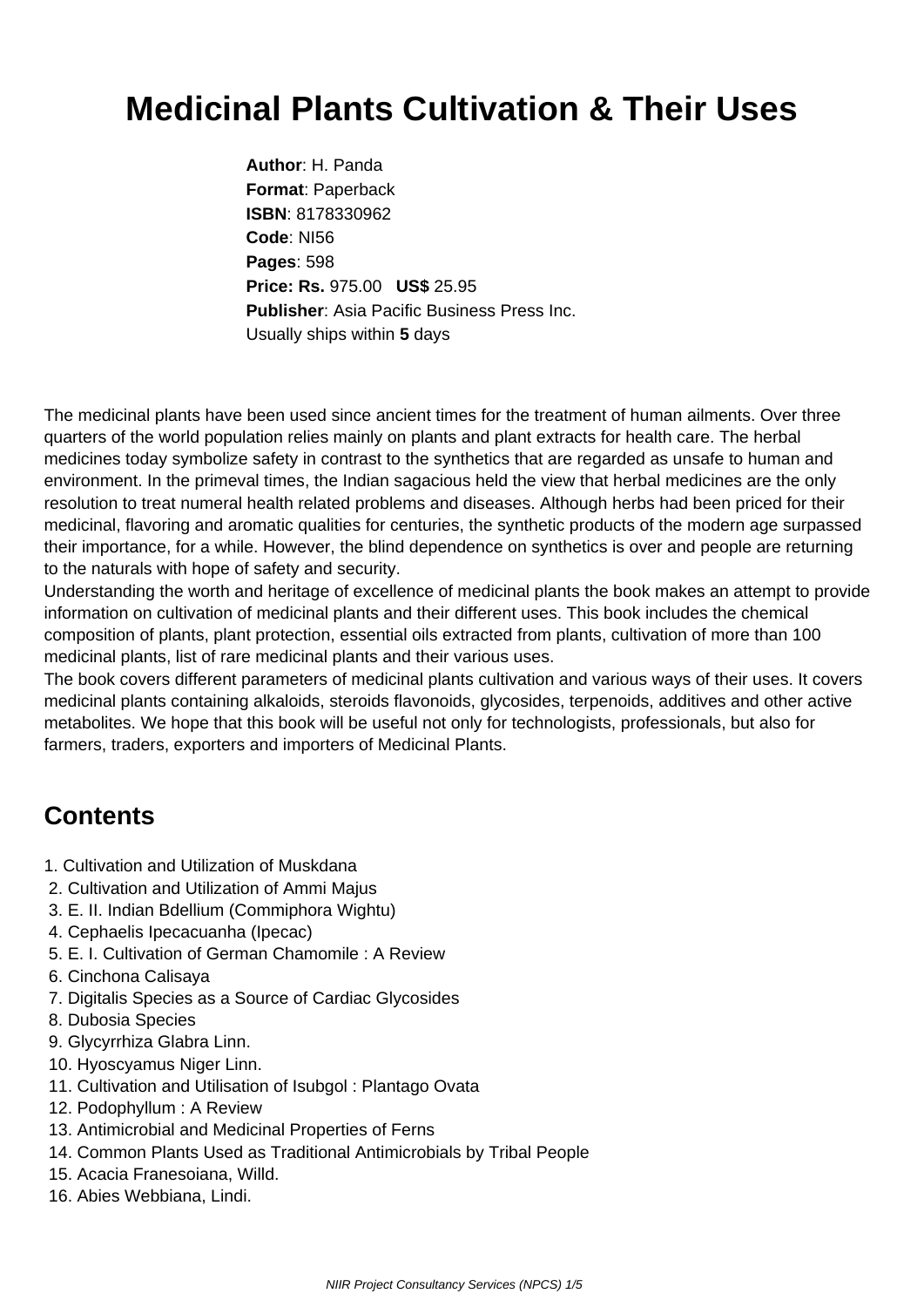# Medicinal Plants Cultivation & Their Uses

**Author**: H. Panda
**Format**: Paperback
**ISBN**: 8178330962
**Code**: NI56
**Pages**: 598
**Price: Rs.** 975.00 **US$** 25.95
**Publisher**: Asia Pacific Business Press Inc.
Usually ships within **5** days

The medicinal plants have been used since ancient times for the treatment of human ailments. Over three quarters of the world population relies mainly on plants and plant extracts for health care. The herbal medicines today symbolize safety in contrast to the synthetics that are regarded as unsafe to human and environment. In the primeval times, the Indian sagacious held the view that herbal medicines are the only resolution to treat numeral health related problems and diseases. Although herbs had been priced for their medicinal, flavoring and aromatic qualities for centuries, the synthetic products of the modern age surpassed their importance, for a while. However, the blind dependence on synthetics is over and people are returning to the naturals with hope of safety and security.
Understanding the worth and heritage of excellence of medicinal plants the book makes an attempt to provide information on cultivation of medicinal plants and their different uses. This book includes the chemical composition of plants, plant protection, essential oils extracted from plants, cultivation of more than 100 medicinal plants, list of rare medicinal plants and their various uses.
The book covers different parameters of medicinal plants cultivation and various ways of their uses. It covers medicinal plants containing alkaloids, steroids flavonoids, glycosides, terpenoids, additives and other active metabolites. We hope that this book will be useful not only for technologists, professionals, but also for farmers, traders, exporters and importers of Medicinal Plants.

## Contents

1. Cultivation and Utilization of Muskdana
2. Cultivation and Utilization of Ammi Majus
3. E. II. Indian Bdellium (Commiphora Wightu)
4. Cephaelis Ipecacuanha (Ipecac)
5. E. I. Cultivation of German Chamomile : A Review
6. Cinchona Calisaya
7. Digitalis Species as a Source of Cardiac Glycosides
8. Dubosia Species
9. Glycyrrhiza Glabra Linn.
10. Hyoscyamus Niger Linn.
11. Cultivation and Utilisation of Isubgol : Plantago Ovata
12. Podophyllum : A Review
13. Antimicrobial and Medicinal Properties of Ferns
14. Common Plants Used as Traditional Antimicrobials by Tribal People
15. Acacia Franesoiana, Willd.
16. Abies Webbiana, Lindi.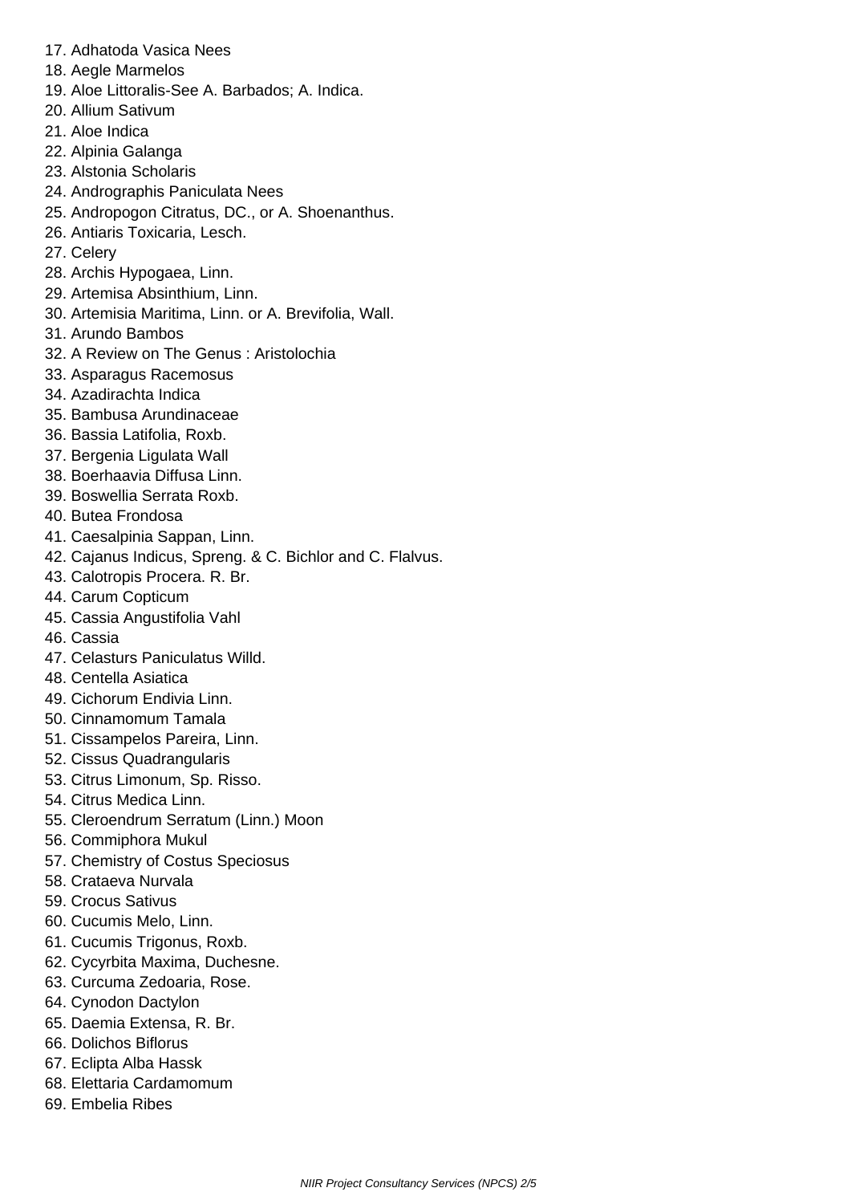17. Adhatoda Vasica Nees
18. Aegle Marmelos
19. Aloe Littoralis-See A. Barbados; A. Indica.
20. Allium Sativum
21. Aloe Indica
22. Alpinia Galanga
23. Alstonia Scholaris
24. Andrographis Paniculata Nees
25. Andropogon Citratus, DC., or A. Shoenanthus.
26. Antiaris Toxicaria, Lesch.
27. Celery
28. Archis Hypogaea, Linn.
29. Artemisa Absinthium, Linn.
30. Artemisia Maritima, Linn. or A. Brevifolia, Wall.
31. Arundo Bambos
32. A Review on The Genus : Aristolochia
33. Asparagus Racemosus
34. Azadirachta Indica
35. Bambusa Arundinaceae
36. Bassia Latifolia, Roxb.
37. Bergenia Ligulata Wall
38. Boerhaavia Diffusa Linn.
39. Boswellia Serrata Roxb.
40. Butea Frondosa
41. Caesalpinia Sappan, Linn.
42. Cajanus Indicus, Spreng. & C. Bichlor and C. Flalvus.
43. Calotropis Procera. R. Br.
44. Carum Copticum
45. Cassia Angustifolia Vahl
46. Cassia
47. Celasturs Paniculatus Willd.
48. Centella Asiatica
49. Cichorum Endivia Linn.
50. Cinnamomum Tamala
51. Cissampelos Pareira, Linn.
52. Cissus Quadrangularis
53. Citrus Limonum, Sp. Risso.
54. Citrus Medica Linn.
55. Cleroendrum Serratum (Linn.) Moon
56. Commiphora Mukul
57. Chemistry of Costus Speciosus
58. Crataeva Nurvala
59. Crocus Sativus
60. Cucumis Melo, Linn.
61. Cucumis Trigonus, Roxb.
62. Cycyrbita Maxima, Duchesne.
63. Curcuma Zedoaria, Rose.
64. Cynodon Dactylon
65. Daemia Extensa, R. Br.
66. Dolichos Biflorus
67. Eclipta Alba Hassk
68. Elettaria Cardamomum
69. Embelia Ribes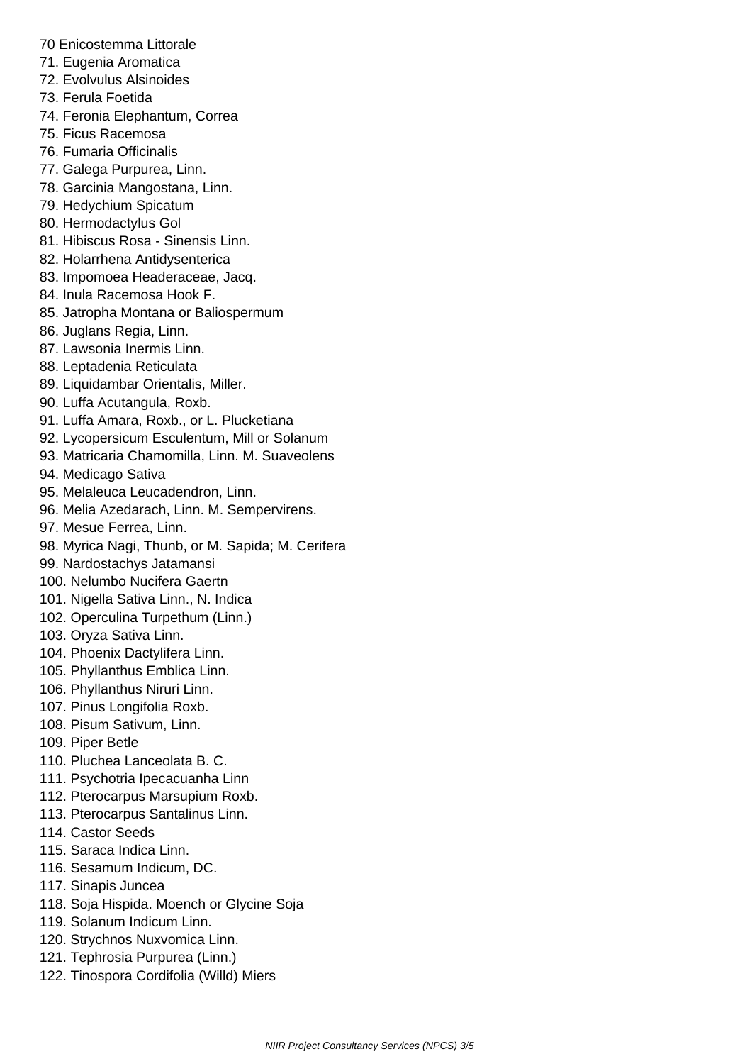70 Enicostemma Littorale
71. Eugenia Aromatica
72. Evolvulus Alsinoides
73. Ferula Foetida
74. Feronia Elephantum, Correa
75. Ficus Racemosa
76. Fumaria Officinalis
77. Galega Purpurea, Linn.
78. Garcinia Mangostana, Linn.
79. Hedychium Spicatum
80. Hermodactylus Gol
81. Hibiscus Rosa - Sinensis Linn.
82. Holarrhena Antidysenterica
83. Impomoea Headeraceae, Jacq.
84. Inula Racemosa Hook F.
85. Jatropha Montana or Baliospermum
86. Juglans Regia, Linn.
87. Lawsonia Inermis Linn.
88. Leptadenia Reticulata
89. Liquidambar Orientalis, Miller.
90. Luffa Acutangula, Roxb.
91. Luffa Amara, Roxb., or L. Plucketiana
92. Lycopersicum Esculentum, Mill or Solanum
93. Matricaria Chamomilla, Linn. M. Suaveolens
94. Medicago Sativa
95. Melaleuca Leucadendron, Linn.
96. Melia Azedarach, Linn. M. Sempervirens.
97. Mesue Ferrea, Linn.
98. Myrica Nagi, Thunb, or M. Sapida; M. Cerifera
99. Nardostachys Jatamansi
100. Nelumbo Nucifera Gaertn
101. Nigella Sativa Linn., N. Indica
102. Operculina Turpethum (Linn.)
103. Oryza Sativa Linn.
104. Phoenix Dactylifera Linn.
105. Phyllanthus Emblica Linn.
106. Phyllanthus Niruri Linn.
107. Pinus Longifolia Roxb.
108. Pisum Sativum, Linn.
109. Piper Betle
110. Pluchea Lanceolata B. C.
111. Psychotria Ipecacuanha Linn
112. Pterocarpus Marsupium Roxb.
113. Pterocarpus Santalinus Linn.
114. Castor Seeds
115. Saraca Indica Linn.
116. Sesamum Indicum, DC.
117. Sinapis Juncea
118. Soja Hispida. Moench or Glycine Soja
119. Solanum Indicum Linn.
120. Strychnos Nuxvomica Linn.
121. Tephrosia Purpurea (Linn.)
122. Tinospora Cordifolia (Willd) Miers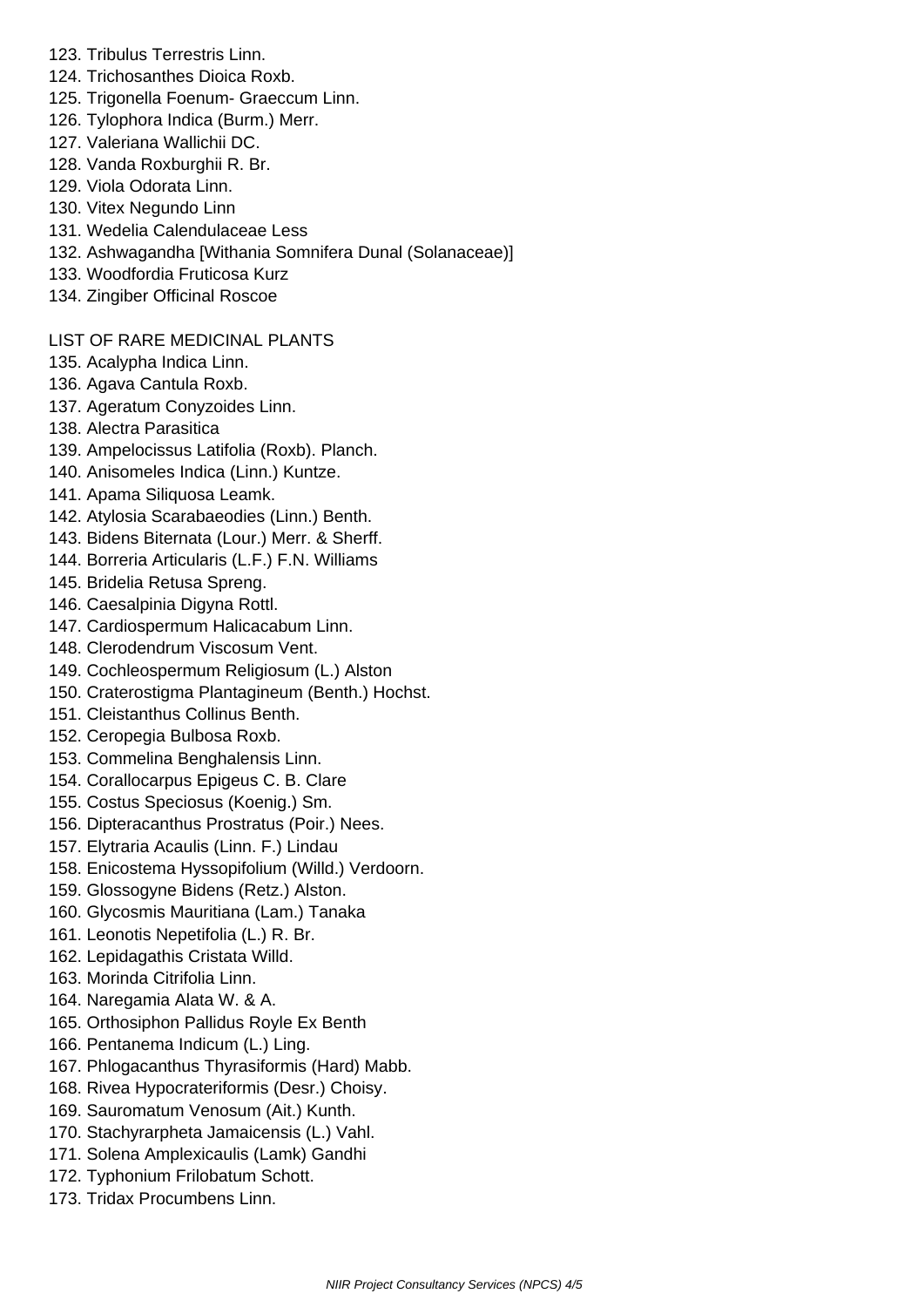123. Tribulus Terrestris Linn.
124. Trichosanthes Dioica Roxb.
125. Trigonella Foenum- Graeccum Linn.
126. Tylophora Indica (Burm.) Merr.
127. Valeriana Wallichii DC.
128. Vanda Roxburghii R. Br.
129. Viola Odorata Linn.
130. Vitex Negundo Linn
131. Wedelia Calendulaceae Less
132. Ashwagandha [Withania Somnifera Dunal (Solanaceae)]
133. Woodfordia Fruticosa Kurz
134. Zingiber Officinal Roscoe

LIST OF RARE MEDICINAL PLANTS

135. Acalypha Indica Linn.
136. Agava Cantula Roxb.
137. Ageratum Conyzoides Linn.
138. Alectra Parasitica
139. Ampelocissus Latifolia (Roxb). Planch.
140. Anisomeles Indica (Linn.) Kuntze.
141. Apama Siliquosa Leamk.
142. Atylosia Scarabaeodies (Linn.) Benth.
143. Bidens Biternata (Lour.) Merr. & Sherff.
144. Borreria Articularis (L.F.) F.N. Williams
145. Bridelia Retusa Spreng.
146. Caesalpinia Digyna Rottl.
147. Cardiospermum Halicacabum Linn.
148. Clerodendrum Viscosum Vent.
149. Cochleospermum Religiosum (L.) Alston
150. Craterostigma Plantagineum (Benth.) Hochst.
151. Cleistanthus Collinus Benth.
152. Ceropegia Bulbosa Roxb.
153. Commelina Benghalensis Linn.
154. Corallocarpus Epigeus C. B. Clare
155. Costus Speciosus (Koenig.) Sm.
156. Dipteracanthus Prostratus (Poir.) Nees.
157. Elytraria Acaulis (Linn. F.) Lindau
158. Enicostema Hyssopifolium (Willd.) Verdoorn.
159. Glossogyne Bidens (Retz.) Alston.
160. Glycosmis Mauritiana (Lam.) Tanaka
161. Leonotis Nepetifolia (L.) R. Br.
162. Lepidagathis Cristata Willd.
163. Morinda Citrifolia Linn.
164. Naregamia Alata W. & A.
165. Orthosiphon Pallidus Royle Ex Benth
166. Pentanema Indicum (L.) Ling.
167. Phlogacanthus Thyrasiformis (Hard) Mabb.
168. Rivea Hypocrateriformis (Desr.) Choisy.
169. Sauromatum Venosum (Ait.) Kunth.
170. Stachyrarpheta Jamaicensis (L.) Vahl.
171. Solena Amplexicaulis (Lamk) Gandhi
172. Typhonium Frilobatum Schott.
173. Tridax Procumbens Linn.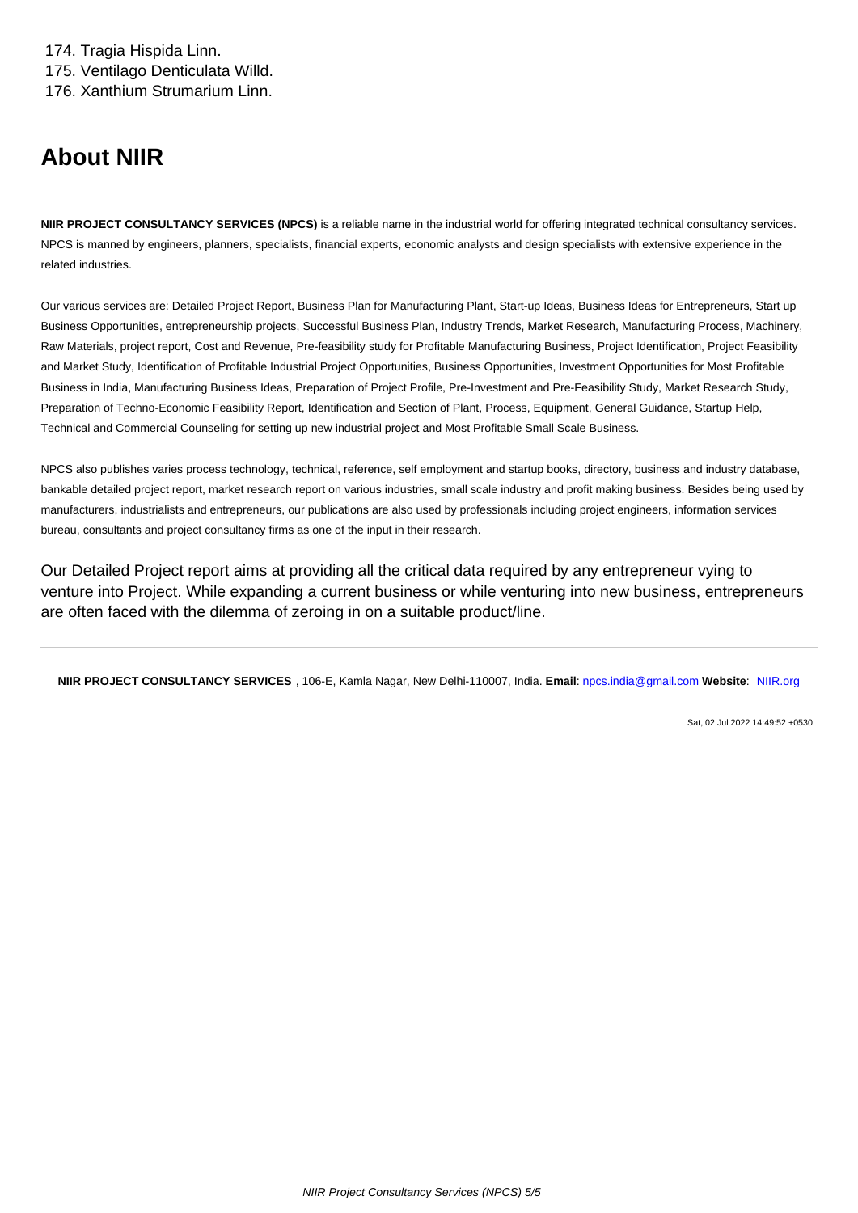174. Tragia Hispida Linn.
175. Ventilago Denticulata Willd.
176. Xanthium Strumarium Linn.

## About NIIR

**NIIR PROJECT CONSULTANCY SERVICES (NPCS)** is a reliable name in the industrial world for offering integrated technical consultancy services. NPCS is manned by engineers, planners, specialists, financial experts, economic analysts and design specialists with extensive experience in the related industries.

Our various services are: Detailed Project Report, Business Plan for Manufacturing Plant, Start-up Ideas, Business Ideas for Entrepreneurs, Start up Business Opportunities, entrepreneurship projects, Successful Business Plan, Industry Trends, Market Research, Manufacturing Process, Machinery, Raw Materials, project report, Cost and Revenue, Pre-feasibility study for Profitable Manufacturing Business, Project Identification, Project Feasibility and Market Study, Identification of Profitable Industrial Project Opportunities, Business Opportunities, Investment Opportunities for Most Profitable Business in India, Manufacturing Business Ideas, Preparation of Project Profile, Pre-Investment and Pre-Feasibility Study, Market Research Study, Preparation of Techno-Economic Feasibility Report, Identification and Section of Plant, Process, Equipment, General Guidance, Startup Help, Technical and Commercial Counseling for setting up new industrial project and Most Profitable Small Scale Business.

NPCS also publishes varies process technology, technical, reference, self employment and startup books, directory, business and industry database, bankable detailed project report, market research report on various industries, small scale industry and profit making business. Besides being used by manufacturers, industrialists and entrepreneurs, our publications are also used by professionals including project engineers, information services bureau, consultants and project consultancy firms as one of the input in their research.

Our Detailed Project report aims at providing all the critical data required by any entrepreneur vying to venture into Project. While expanding a current business or while venturing into new business, entrepreneurs are often faced with the dilemma of zeroing in on a suitable product/line.

---

**NIIR PROJECT CONSULTANCY SERVICES** , 106-E, Kamla Nagar, New Delhi-110007, India. **Email**: npcs.india@gmail.com **Website**: NIIR.org

Sat, 02 Jul 2022 14:49:52 +0530